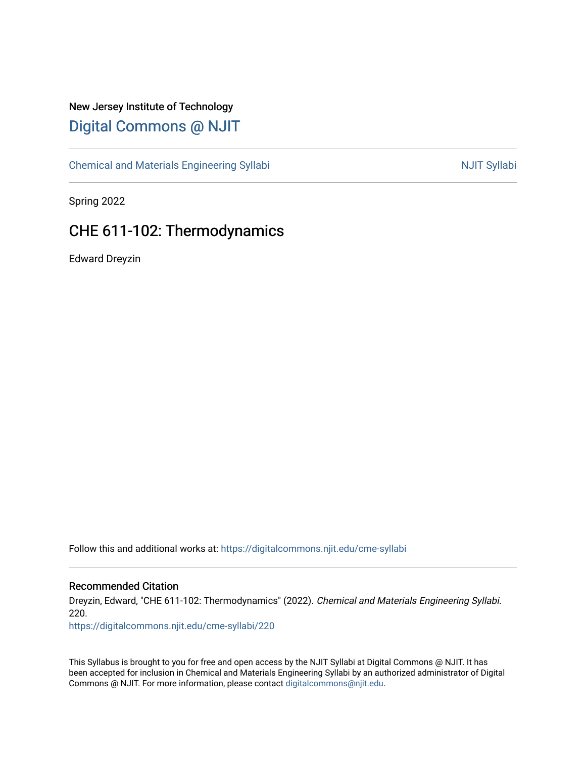New Jersey Institute of Technology

# Digital Commons @ NJIT

Chemical and Materials Engineering Syllabi

NJIT Syllabi

Spring 2022

## CHE 611-102: Thermodynamics

Edward Dreyzin

Follow this and additional works at: https://digitalcommons.njit.edu/cme-syllabi

### Recommended Citation

Dreyzin, Edward, "CHE 611-102: Thermodynamics" (2022). *Chemical and Materials Engineering Syllabi*. 220.
https://digitalcommons.njit.edu/cme-syllabi/220

This Syllabus is brought to you for free and open access by the NJIT Syllabi at Digital Commons @ NJIT. It has been accepted for inclusion in Chemical and Materials Engineering Syllabi by an authorized administrator of Digital Commons @ NJIT. For more information, please contact digitalcommons@njit.edu.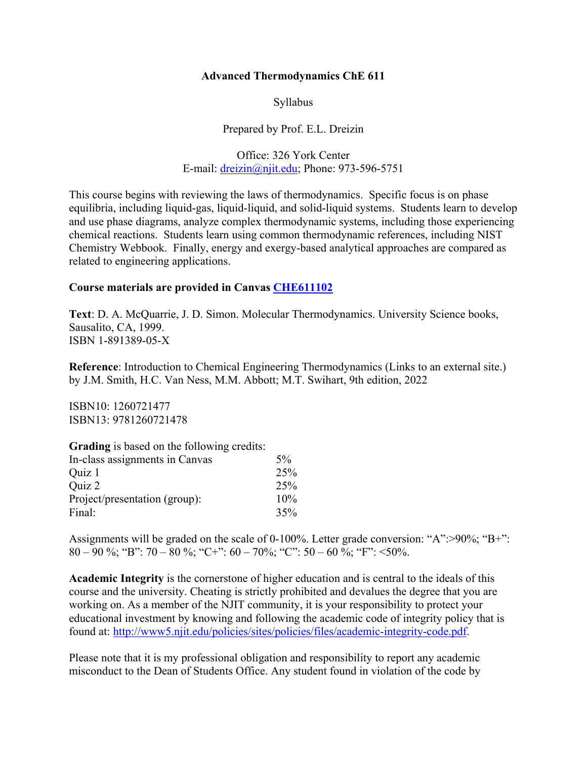**Advanced Thermodynamics ChE 611**

Syllabus

Prepared by Prof. E.L. Dreizin

Office: 326 York Center
E-mail: [dreizin@njit.edu](mailto:dreizin@njit.edu); Phone: 973-596-5751

This course begins with reviewing the laws of thermodynamics. Specific focus is on phase equilibria, including liquid-gas, liquid-liquid, and solid-liquid systems. Students learn to develop and use phase diagrams, analyze complex thermodynamic systems, including those experiencing chemical reactions. Students learn using common thermodynamic references, including NIST Chemistry Webbook. Finally, energy and exergy-based analytical approaches are compared as related to engineering applications.

**Course materials are provided in Canvas CHE611102**

**Text**: D. A. McQuarrie, J. D. Simon. Molecular Thermodynamics. University Science books, Sausalito, CA, 1999.
ISBN 1-891389-05-X

**Reference**: Introduction to Chemical Engineering Thermodynamics (Links to an external site.) by J.M. Smith, H.C. Van Ness, M.M. Abbott; M.T. Swihart, 9th edition, 2022

ISBN10: 1260721477
ISBN13: 9781260721478

**Grading** is based on the following credits:

| | |
|---|---|
| In-class assignments in Canvas | 5% |
| Quiz 1 | 25% |
| Quiz 2 | 25% |
| Project/presentation (group): | 10% |
| Final: | 35% |

Assignments will be graded on the scale of 0-100%. Letter grade conversion: "A":>90%; "B+": 80 – 90 %; "B": 70 – 80 %; "C+": 60 – 70%; "C": 50 – 60 %; "F": <50%.

**Academic Integrity** is the cornerstone of higher education and is central to the ideals of this course and the university. Cheating is strictly prohibited and devalues the degree that you are working on. As a member of the NJIT community, it is your responsibility to protect your educational investment by knowing and following the academic code of integrity policy that is found at: http://www5.njit.edu/policies/sites/policies/files/academic-integrity-code.pdf.

Please note that it is my professional obligation and responsibility to report any academic misconduct to the Dean of Students Office. Any student found in violation of the code by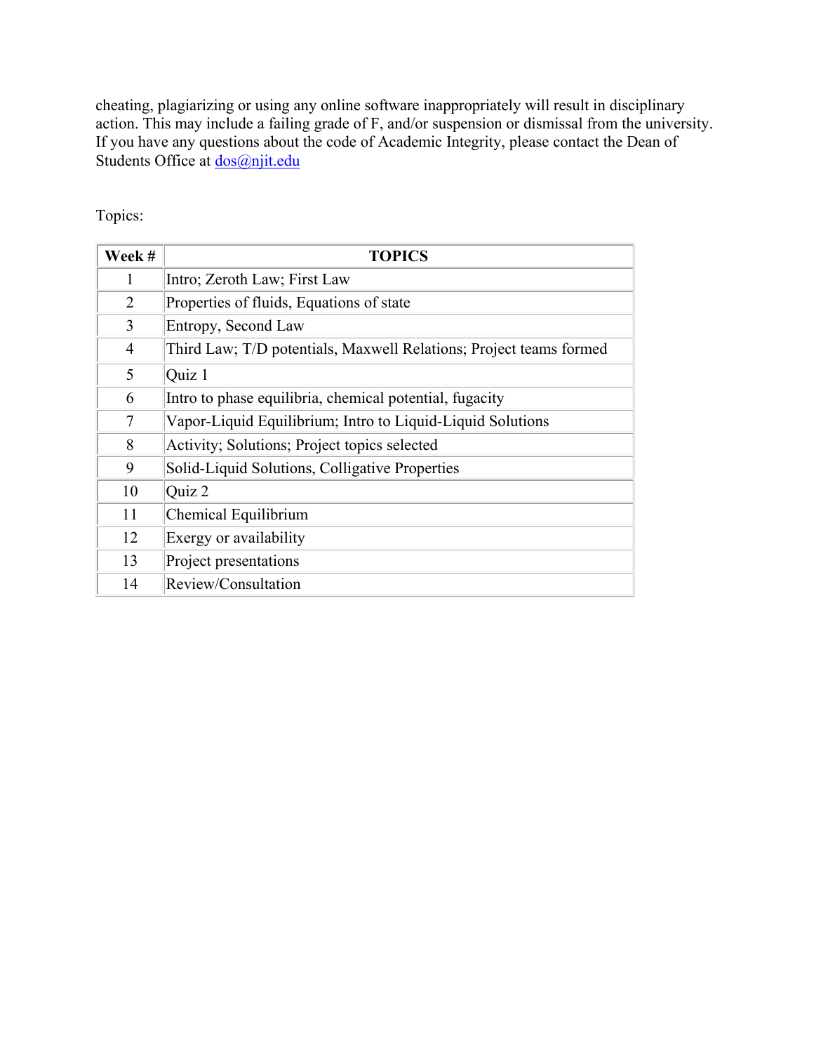cheating, plagiarizing or using any online software inappropriately will result in disciplinary action. This may include a failing grade of F, and/or suspension or dismissal from the university. If you have any questions about the code of Academic Integrity, please contact the Dean of Students Office at dos@njit.edu

Topics:

| Week # | TOPICS |
|---|---|
| 1 | Intro; Zeroth Law; First Law |
| 2 | Properties of fluids, Equations of state |
| 3 | Entropy, Second Law |
| 4 | Third Law; T/D potentials, Maxwell Relations; Project teams formed |
| 5 | Quiz 1 |
| 6 | Intro to phase equilibria, chemical potential, fugacity |
| 7 | Vapor-Liquid Equilibrium; Intro to Liquid-Liquid Solutions |
| 8 | Activity; Solutions; Project topics selected |
| 9 | Solid-Liquid Solutions, Colligative Properties |
| 10 | Quiz 2 |
| 11 | Chemical Equilibrium |
| 12 | Exergy or availability |
| 13 | Project presentations |
| 14 | Review/Consultation |